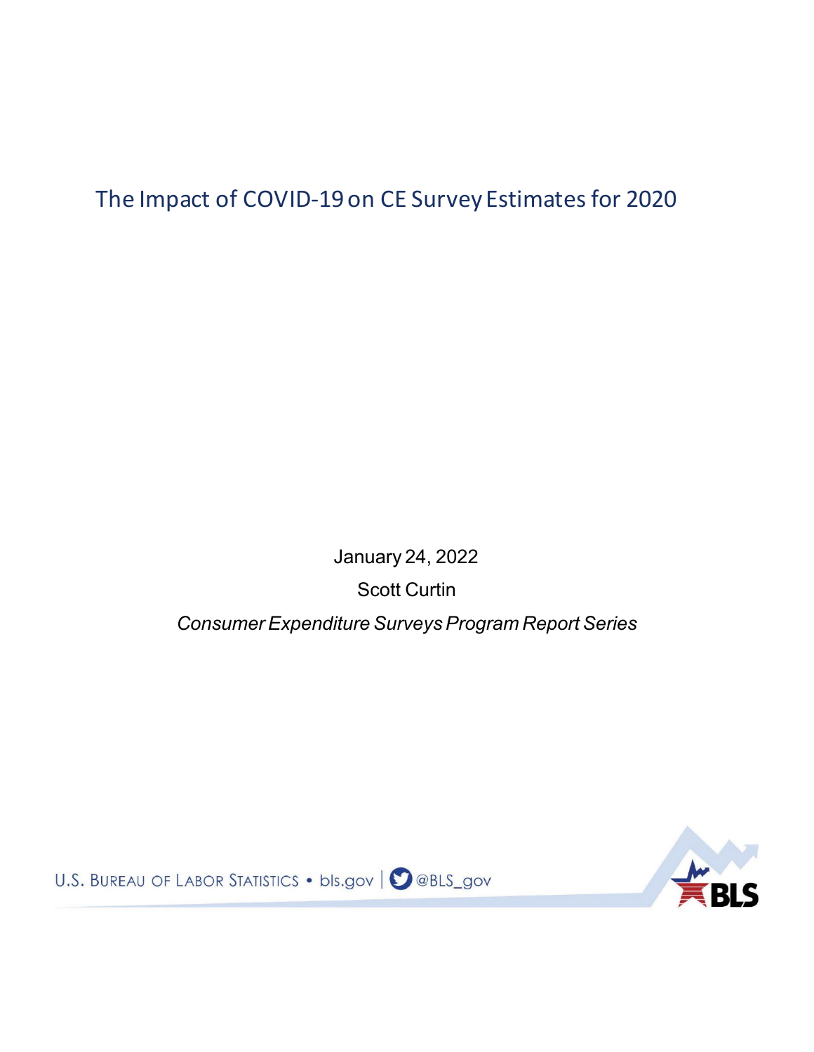# The Impact of COVID-19 on CE Survey Estimates for 2020

January 24, 2022

Scott Curtin

*Consumer Expenditure Surveys Program Report Series*

U.S. BUREAU OF LABOR STATISTICS • bls.gov | @BLS_gov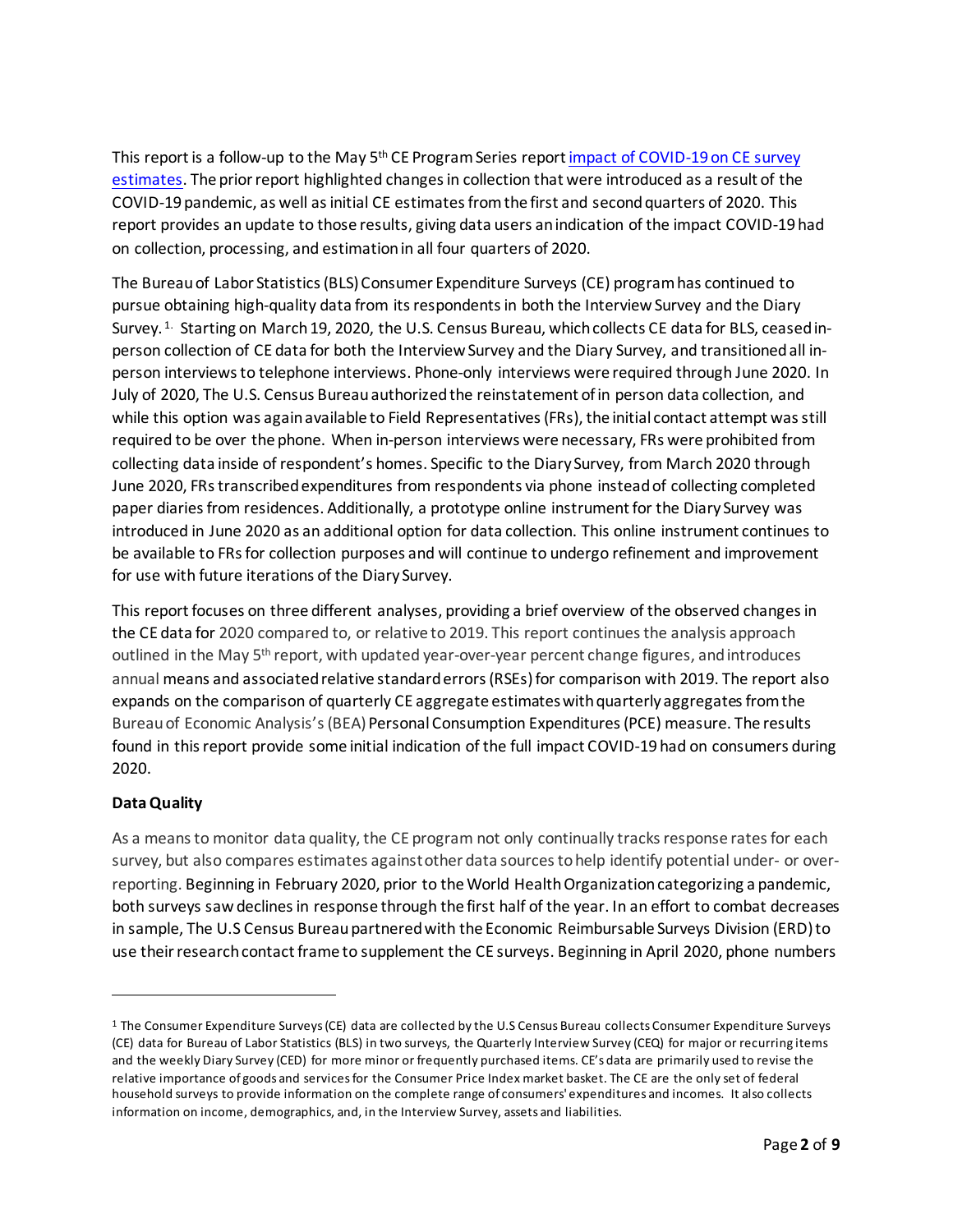This report is a follow-up to the May 5th CE Program Series report [impact of COVID-19 on CE survey estimates](). The prior report highlighted changes in collection that were introduced as a result of the COVID-19 pandemic, as well as initial CE estimates from the first and second quarters of 2020. This report provides an update to those results, giving data users an indication of the impact COVID-19 had on collection, processing, and estimation in all four quarters of 2020.

The Bureau of Labor Statistics (BLS) Consumer Expenditure Surveys (CE) program has continued to pursue obtaining high-quality data from its respondents in both the Interview Survey and the Diary Survey. [1] Starting on March 19, 2020, the U.S. Census Bureau, which collects CE data for BLS, ceased in-person collection of CE data for both the Interview Survey and the Diary Survey, and transitioned all in-person interviews to telephone interviews. Phone-only interviews were required through June 2020. In July of 2020, The U.S. Census Bureau authorized the reinstatement of in person data collection, and while this option was again available to Field Representatives (FRs), the initial contact attempt was still required to be over the phone. When in-person interviews were necessary, FRs were prohibited from collecting data inside of respondent's homes. Specific to the Diary Survey, from March 2020 through June 2020, FRs transcribed expenditures from respondents via phone instead of collecting completed paper diaries from residences. Additionally, a prototype online instrument for the Diary Survey was introduced in June 2020 as an additional option for data collection. This online instrument continues to be available to FRs for collection purposes and will continue to undergo refinement and improvement for use with future iterations of the Diary Survey.

This report focuses on three different analyses, providing a brief overview of the observed changes in the CE data for 2020 compared to, or relative to 2019. This report continues the analysis approach outlined in the May 5th report, with updated year-over-year percent change figures, and introduces annual means and associated relative standard errors (RSEs) for comparison with 2019. The report also expands on the comparison of quarterly CE aggregate estimates with quarterly aggregates from the Bureau of Economic Analysis's (BEA) Personal Consumption Expenditures (PCE) measure. The results found in this report provide some initial indication of the full impact COVID-19 had on consumers during 2020.

**Data Quality**

As a means to monitor data quality, the CE program not only continually tracks response rates for each survey, but also compares estimates against other data sources to help identify potential under- or over-reporting. Beginning in February 2020, prior to the World Health Organization categorizing a pandemic, both surveys saw declines in response through the first half of the year. In an effort to combat decreases in sample, The U.S Census Bureau partnered with the Economic Reimbursable Surveys Division (ERD) to use their research contact frame to supplement the CE surveys. Beginning in April 2020, phone numbers

---

[1] The Consumer Expenditure Surveys (CE) data are collected by the U.S Census Bureau collects Consumer Expenditure Surveys (CE) data for Bureau of Labor Statistics (BLS) in two surveys, the Quarterly Interview Survey (CEQ) for major or recurring items and the weekly Diary Survey (CED) for more minor or frequently purchased items. CE's data are primarily used to revise the relative importance of goods and services for the Consumer Price Index market basket. The CE are the only set of federal household surveys to provide information on the complete range of consumers' expenditures and incomes. It also collects information on income, demographics, and, in the Interview Survey, assets and liabilities.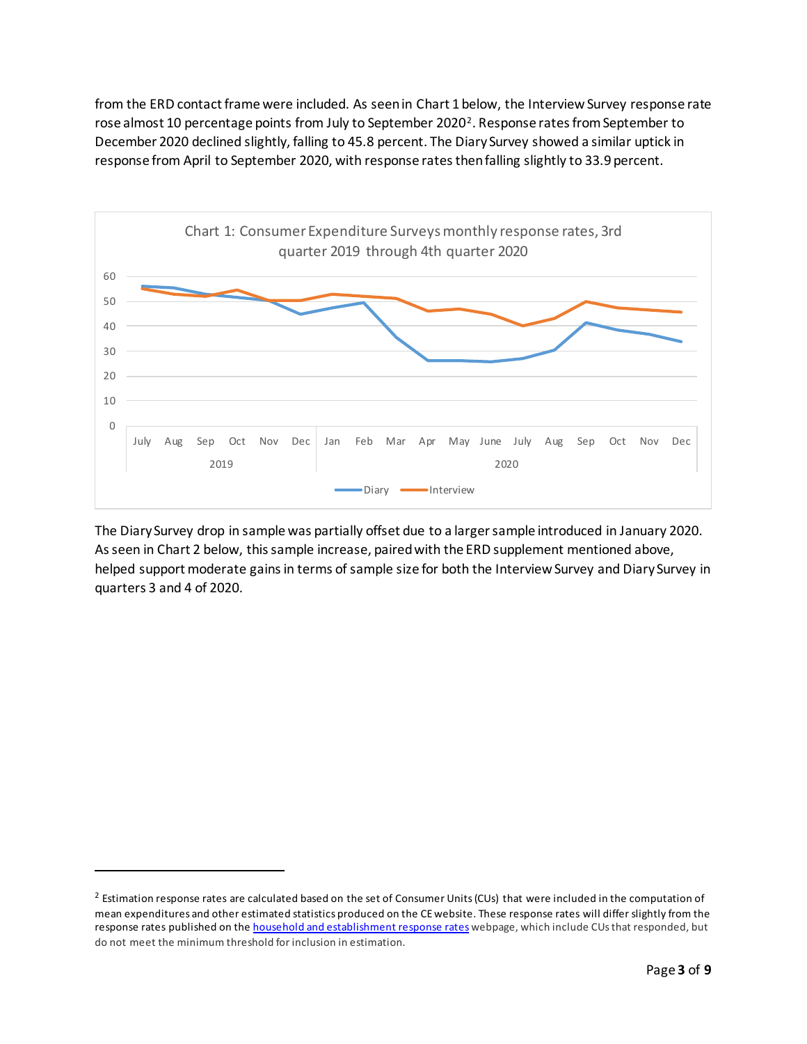from the ERD contact frame were included. As seen in Chart 1 below, the Interview Survey response rate rose almost 10 percentage points from July to September 2020[2]. Response rates from September to December 2020 declined slightly, falling to 45.8 percent. The Diary Survey showed a similar uptick in response from April to September 2020, with response rates then falling slightly to 33.9 percent.

Chart 1: Consumer Expenditure Surveys monthly response rates, 3rd quarter 2019 through 4th quarter 2020

The Diary Survey drop in sample was partially offset due to a larger sample introduced in January 2020. As seen in Chart 2 below, this sample increase, paired with the ERD supplement mentioned above, helped support moderate gains in terms of sample size for both the Interview Survey and Diary Survey in quarters 3 and 4 of 2020.

[2] Estimation response rates are calculated based on the set of Consumer Units (CUs) that were included in the computation of mean expenditures and other estimated statistics produced on the CE website. These response rates will differ slightly from the response rates published on the household and establishment response rates webpage, which include CUs that responded, but do not meet the minimum threshold for inclusion in estimation.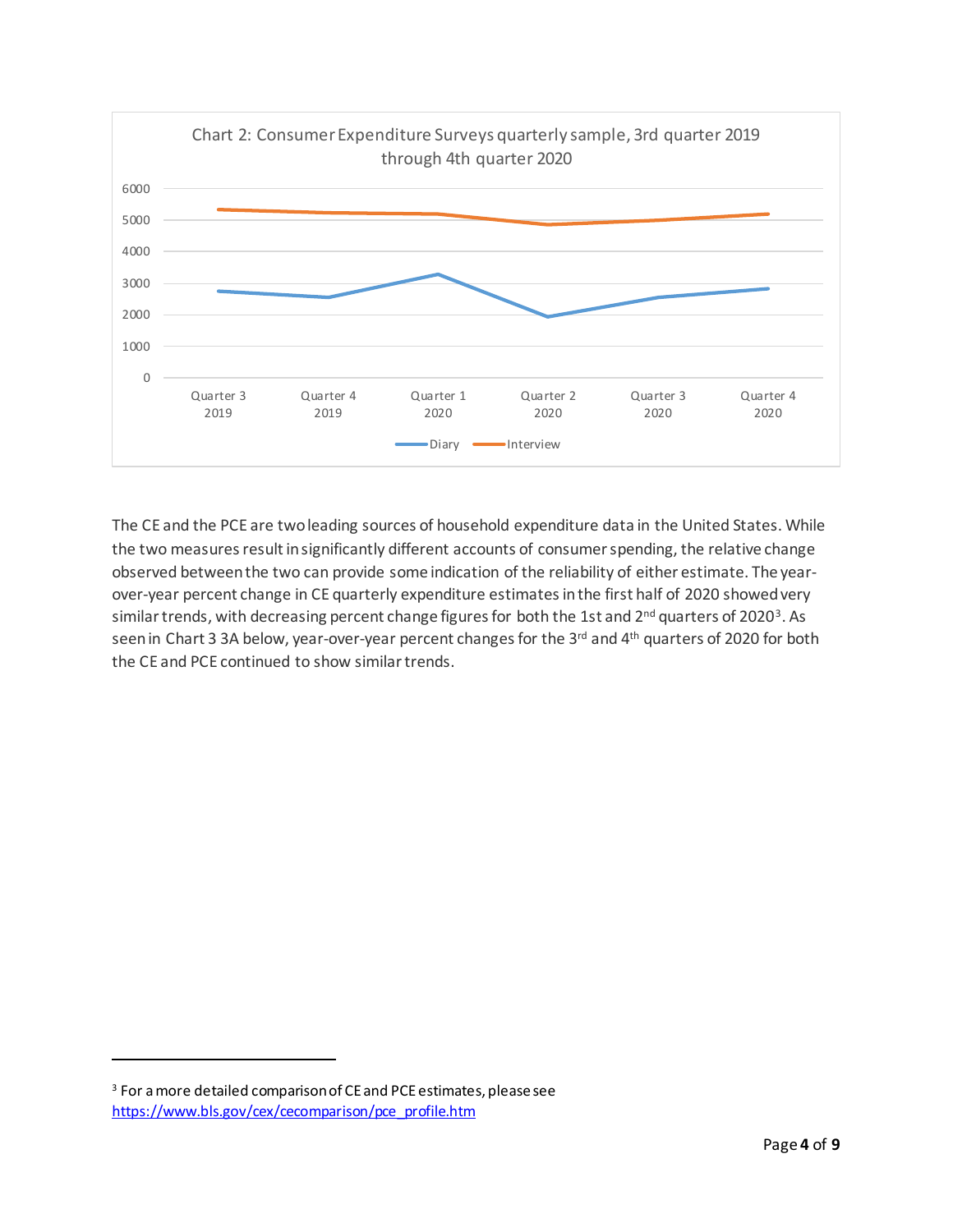Chart 2: Consumer Expenditure Surveys quarterly sample, 3rd quarter 2019 through 4th quarter 2020

The CE and the PCE are two leading sources of household expenditure data in the United States. While the two measures result in significantly different accounts of consumer spending, the relative change observed between the two can provide some indication of the reliability of either estimate. The year-over-year percent change in CE quarterly expenditure estimates in the first half of 2020 showed very similar trends, with decreasing percent change figures for both the 1st and 2nd quarters of 2020[3]. As seen in Chart 3 3A below, year-over-year percent changes for the 3rd and 4th quarters of 2020 for both the CE and PCE continued to show similar trends.

[3] For a more detailed comparison of CE and PCE estimates, please see https://www.bls.gov/cex/cecomparison/pce_profile.htm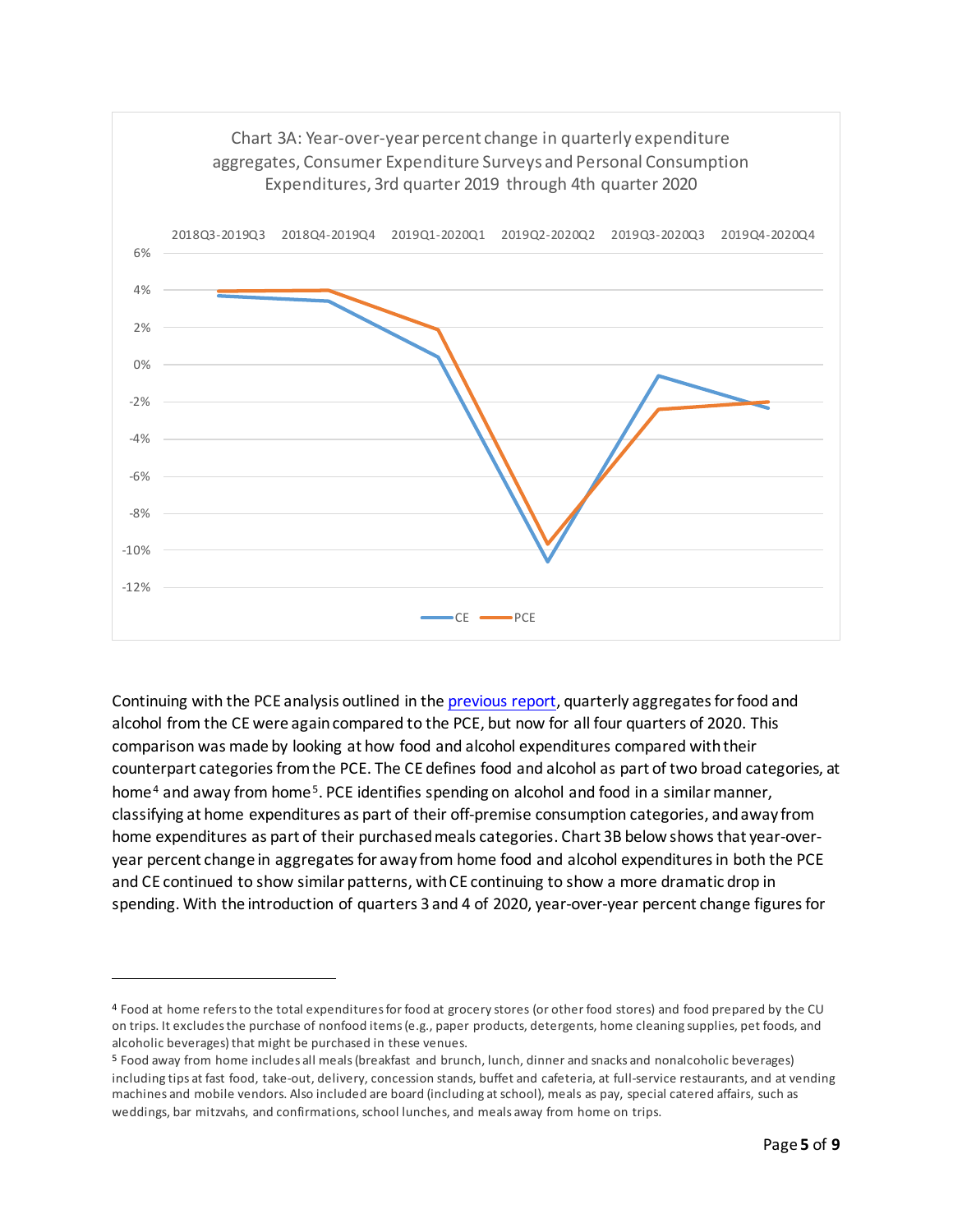Chart 3A: Year-over-year percent change in quarterly expenditure aggregates, Consumer Expenditure Surveys and Personal Consumption Expenditures, 3rd quarter 2019 through 4th quarter 2020

Continuing with the PCE analysis outlined in the [previous report](), quarterly aggregates for food and alcohol from the CE were again compared to the PCE, but now for all four quarters of 2020. This comparison was made by looking at how food and alcohol expenditures compared with their counterpart categories from the PCE. The CE defines food and alcohol as part of two broad categories, at home[4] and away from home[5]. PCE identifies spending on alcohol and food in a similar manner, classifying at home expenditures as part of their off-premise consumption categories, and away from home expenditures as part of their purchased meals categories. Chart 3B below shows that year-over-year percent change in aggregates for away from home food and alcohol expenditures in both the PCE and CE continued to show similar patterns, with CE continuing to show a more dramatic drop in spending. With the introduction of quarters 3 and 4 of 2020, year-over-year percent change figures for

---

[4] Food at home refers to the total expenditures for food at grocery stores (or other food stores) and food prepared by the CU on trips. It excludes the purchase of nonfood items (e.g., paper products, detergents, home cleaning supplies, pet foods, and alcoholic beverages) that might be purchased in these venues.

[5] Food away from home includes all meals (breakfast and brunch, lunch, dinner and snacks and nonalcoholic beverages) including tips at fast food, take-out, delivery, concession stands, buffet and cafeteria, at full-service restaurants, and at vending machines and mobile vendors. Also included are board (including at school), meals as pay, special catered affairs, such as weddings, bar mitzvahs, and confirmations, school lunches, and meals away from home on trips.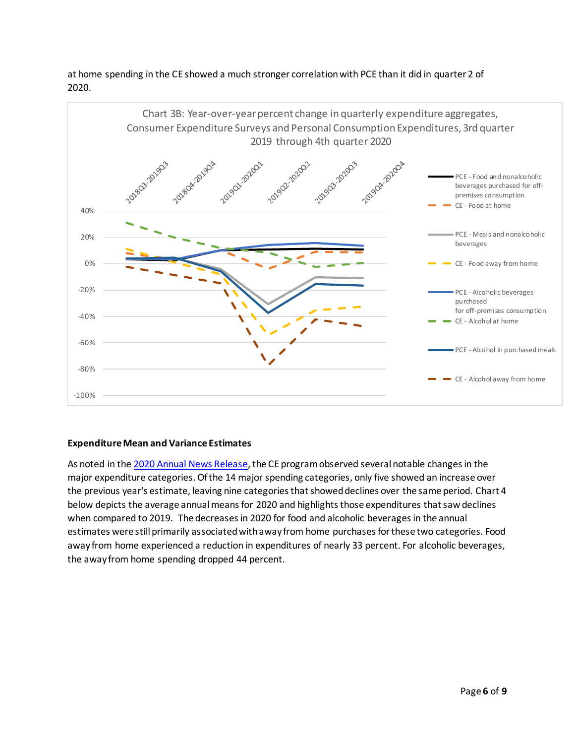at home spending in the CE showed a much stronger correlation with PCE than it did in quarter 2 of 2020.

Chart 3B: Year-over-year percent change in quarterly expenditure aggregates, Consumer Expenditure Surveys and Personal Consumption Expenditures, 3rd quarter 2019 through 4th quarter 2020

#### Expenditure Mean and Variance Estimates

As noted in the 2020 Annual News Release, the CE program observed several notable changes in the major expenditure categories. Of the 14 major spending categories, only five showed an increase over the previous year's estimate, leaving nine categories that showed declines over the same period. Chart 4 below depicts the average annual means for 2020 and highlights those expenditures that saw declines when compared to 2019. The decreases in 2020 for food and alcoholic beverages in the annual estimates were still primarily associated with away from home purchases for these two categories. Food away from home experienced a reduction in expenditures of nearly 33 percent. For alcoholic beverages, the away from home spending dropped 44 percent.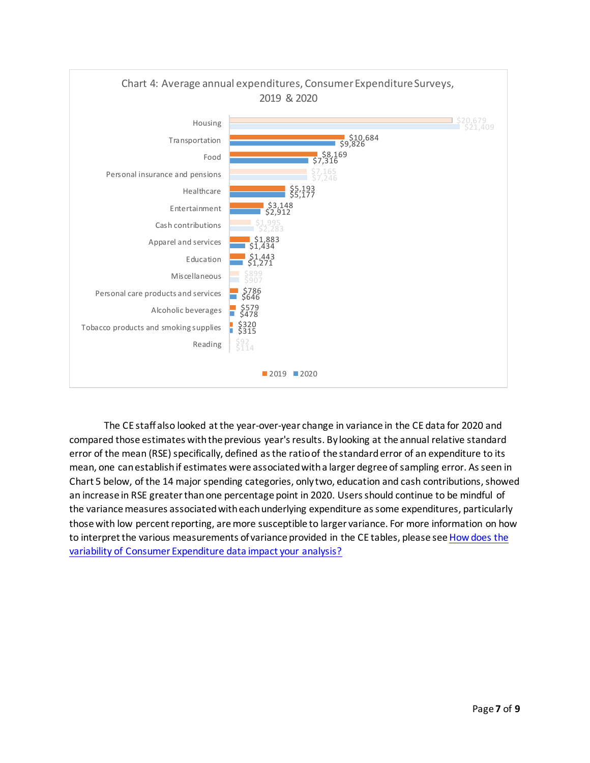Chart 4: Average annual expenditures, Consumer Expenditure Surveys, 2019 & 2020

| Category | 2019 | 2020 |
| --- | --- | --- |
| Housing | $20,679 | $21,409 |
| Transportation | $10,684 | $9,826 |
| Food | $8,169 | $7,316 |
| Personal insurance and pensions | $7,165 | $7,246 |
| Healthcare | $5,193 | $5,177 |
| Entertainment | $3,148 | $2,912 |
| Cash contributions | $1,995 | $2,283 |
| Apparel and services | $1,883 | $1,434 |
| Education | $1,443 | $1,271 |
| Miscellaneous | $899 | $907 |
| Personal care products and services | $786 | $646 |
| Alcoholic beverages | $579 | $478 |
| Tobacco products and smoking supplies | $320 | $315 |
| Reading | $92 | $114 |

The CE staff also looked at the year-over-year change in variance in the CE data for 2020 and compared those estimates with the previous year's results. By looking at the annual relative standard error of the mean (RSE) specifically, defined as the ratio of the standard error of an expenditure to its mean, one can establish if estimates were associated with a larger degree of sampling error. As seen in Chart 5 below, of the 14 major spending categories, only two, education and cash contributions, showed an increase in RSE greater than one percentage point in 2020. Users should continue to be mindful of the variance measures associated with each underlying expenditure as some expenditures, particularly those with low percent reporting, are more susceptible to larger variance. For more information on how to interpret the various measurements of variance provided in the CE tables, please see How does the variability of Consumer Expenditure data impact your analysis?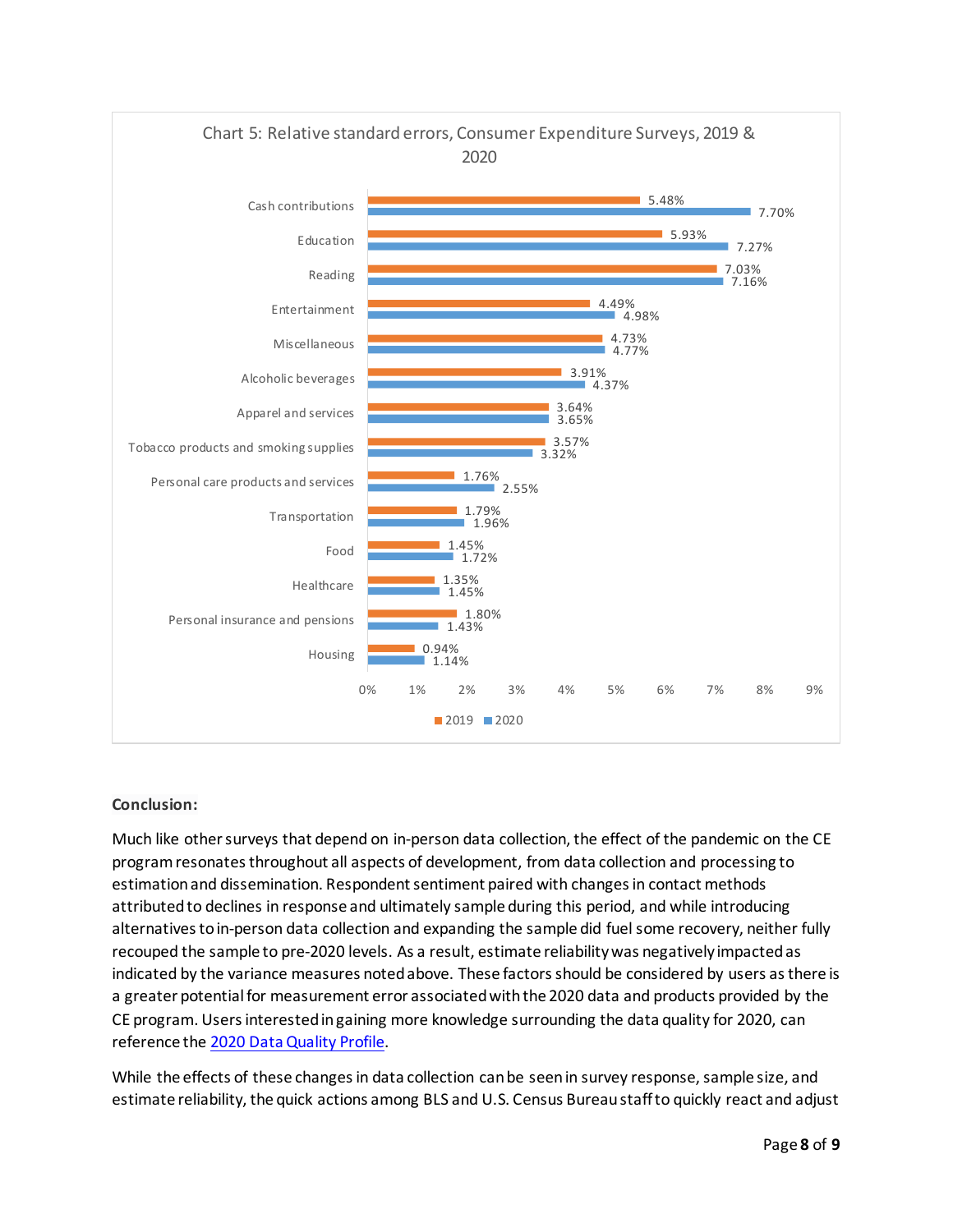Chart 5: Relative standard errors, Consumer Expenditure Surveys, 2019 & 2020

| Category | 2019 | 2020 |
|---|---|---|
| Cash contributions | 5.48% | 7.70% |
| Education | 5.93% | 7.27% |
| Reading | 7.03% | 7.16% |
| Entertainment | 4.49% | 4.98% |
| Miscellaneous | 4.73% | 4.77% |
| Alcoholic beverages | 3.91% | 4.37% |
| Apparel and services | 3.64% | 3.65% |
| Tobacco products and smoking supplies | 3.57% | 3.32% |
| Personal care products and services | 1.76% | 2.55% |
| Transportation | 1.79% | 1.96% |
| Food | 1.45% | 1.72% |
| Healthcare | 1.35% | 1.45% |
| Personal insurance and pensions | 1.80% | 1.43% |
| Housing | 0.94% | 1.14% |

**Conclusion:**

Much like other surveys that depend on in-person data collection, the effect of the pandemic on the CE program resonates throughout all aspects of development, from data collection and processing to estimation and dissemination. Respondent sentiment paired with changes in contact methods attributed to declines in response and ultimately sample during this period, and while introducing alternatives to in-person data collection and expanding the sample did fuel some recovery, neither fully recouped the sample to pre-2020 levels. As a result, estimate reliability was negatively impacted as indicated by the variance measures noted above. These factors should be considered by users as there is a greater potential for measurement error associated with the 2020 data and products provided by the CE program. Users interested in gaining more knowledge surrounding the data quality for 2020, can reference the [2020 Data Quality Profile](#).

While the effects of these changes in data collection can be seen in survey response, sample size, and estimate reliability, the quick actions among BLS and U.S. Census Bureau staff to quickly react and adjust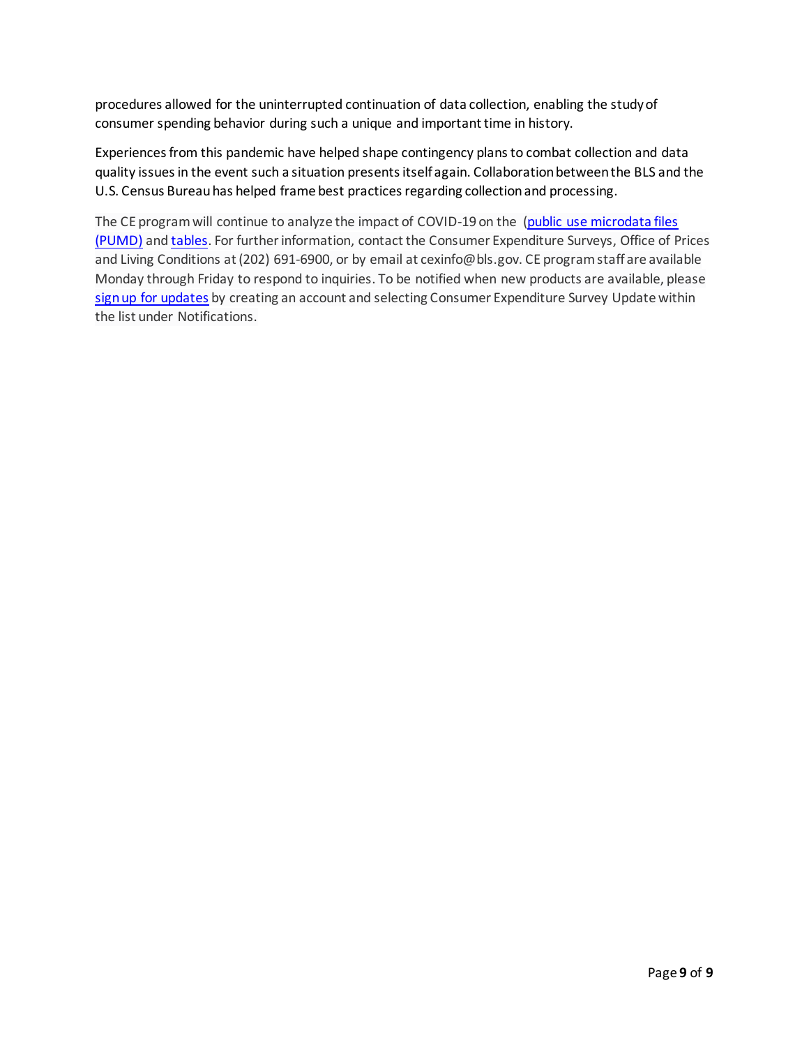procedures allowed for the uninterrupted continuation of data collection, enabling the study of consumer spending behavior during such a unique and important time in history.

Experiences from this pandemic have helped shape contingency plans to combat collection and data quality issues in the event such a situation presents itself again. Collaboration between the BLS and the U.S. Census Bureau has helped frame best practices regarding collection and processing.

The CE program will continue to analyze the impact of COVID-19 on the (public use microdata files (PUMD) and tables. For further information, contact the Consumer Expenditure Surveys, Office of Prices and Living Conditions at (202) 691-6900, or by email at cexinfo@bls.gov. CE program staff are available Monday through Friday to respond to inquiries. To be notified when new products are available, please sign up for updates by creating an account and selecting Consumer Expenditure Survey Update within the list under Notifications.